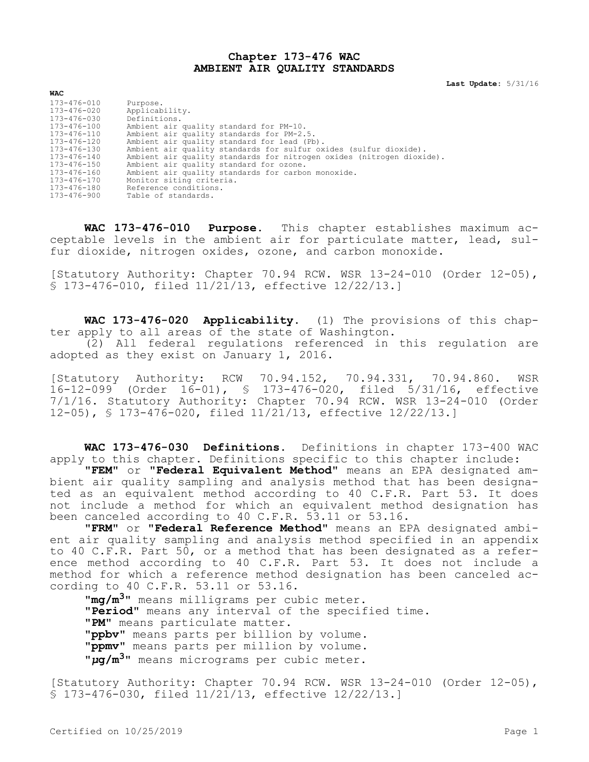# Chapter 173-476 WAC
# AMBIENT AIR QUALITY STANDARDS

**Last Update:** 5/31/16

**WAC**

| | |
|---|---|
| 173-476-010 | Purpose. |
| 173-476-020 | Applicability. |
| 173-476-030 | Definitions. |
| 173-476-100 | Ambient air quality standard for PM-10. |
| 173-476-110 | Ambient air quality standards for PM-2.5. |
| 173-476-120 | Ambient air quality standard for lead (Pb). |
| 173-476-130 | Ambient air quality standards for sulfur oxides (sulfur dioxide). |
| 173-476-140 | Ambient air quality standards for nitrogen oxides (nitrogen dioxide). |
| 173-476-150 | Ambient air quality standard for ozone. |
| 173-476-160 | Ambient air quality standards for carbon monoxide. |
| 173-476-170 | Monitor siting criteria. |
| 173-476-180 | Reference conditions. |
| 173-476-900 | Table of standards. |

**WAC 173-476-010 Purpose.** This chapter establishes maximum acceptable levels in the ambient air for particulate matter, lead, sulfur dioxide, nitrogen oxides, ozone, and carbon monoxide.

[Statutory Authority: Chapter 70.94 RCW. WSR 13-24-010 (Order 12-05), § 173-476-010, filed 11/21/13, effective 12/22/13.]

**WAC 173-476-020 Applicability.** (1) The provisions of this chapter apply to all areas of the state of Washington.

(2) All federal regulations referenced in this regulation are adopted as they exist on January 1, 2016.

[Statutory Authority: RCW 70.94.152, 70.94.331, 70.94.860. WSR 16-12-099 (Order 16-01), § 173-476-020, filed 5/31/16, effective 7/1/16. Statutory Authority: Chapter 70.94 RCW. WSR 13-24-010 (Order 12-05), § 173-476-020, filed 11/21/13, effective 12/22/13.]

**WAC 173-476-030 Definitions.** Definitions in chapter 173-400 WAC apply to this chapter. Definitions specific to this chapter include:

**"FEM"** or **"Federal Equivalent Method"** means an EPA designated ambient air quality sampling and analysis method that has been designated as an equivalent method according to 40 C.F.R. Part 53. It does not include a method for which an equivalent method designation has been canceled according to 40 C.F.R. 53.11 or 53.16.

**"FRM"** or **"Federal Reference Method"** means an EPA designated ambient air quality sampling and analysis method specified in an appendix to 40 C.F.R. Part 50, or a method that has been designated as a reference method according to 40 C.F.R. Part 53. It does not include a method for which a reference method designation has been canceled according to 40 C.F.R. 53.11 or 53.16.

**"mg/m$^3$"** means milligrams per cubic meter.

**"Period"** means any interval of the specified time.

**"PM"** means particulate matter.

**"ppbv"** means parts per billion by volume.

**"ppmv"** means parts per million by volume.

**"$\mu$g/m$^3$"** means micrograms per cubic meter.

[Statutory Authority: Chapter 70.94 RCW. WSR 13-24-010 (Order 12-05), § 173-476-030, filed 11/21/13, effective 12/22/13.]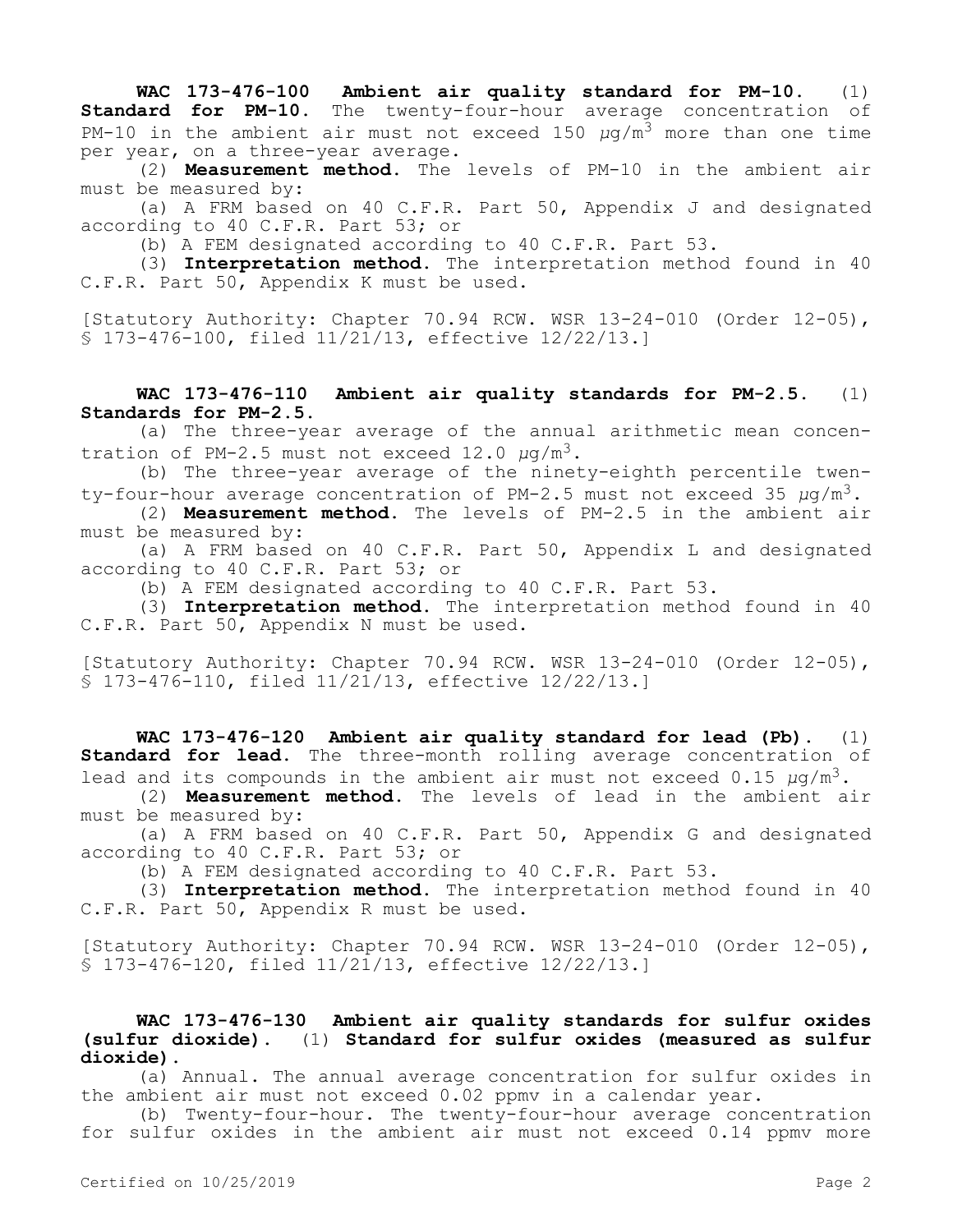**WAC 173-476-100 Ambient air quality standard for PM-10.** (1) **Standard for PM-10.** The twenty-four-hour average concentration of PM-10 in the ambient air must not exceed 150 $\mu g/m^3$ more than one time per year, on a three-year average.

(2) **Measurement method.** The levels of PM-10 in the ambient air must be measured by:

(a) A FRM based on 40 C.F.R. Part 50, Appendix J and designated according to 40 C.F.R. Part 53; or

(b) A FEM designated according to 40 C.F.R. Part 53.

(3) **Interpretation method.** The interpretation method found in 40 C.F.R. Part 50, Appendix K must be used.

[Statutory Authority: Chapter 70.94 RCW. WSR 13-24-010 (Order 12-05), § 173-476-100, filed 11/21/13, effective 12/22/13.]

**WAC 173-476-110 Ambient air quality standards for PM-2.5.** (1) **Standards for PM-2.5.**

(a) The three-year average of the annual arithmetic mean concentration of PM-2.5 must not exceed 12.0 $\mu g/m^3$.

(b) The three-year average of the ninety-eighth percentile twenty-four-hour average concentration of PM-2.5 must not exceed 35 $\mu g/m^3$.

(2) **Measurement method.** The levels of PM-2.5 in the ambient air must be measured by:

(a) A FRM based on 40 C.F.R. Part 50, Appendix L and designated according to 40 C.F.R. Part 53; or

(b) A FEM designated according to 40 C.F.R. Part 53.

(3) **Interpretation method.** The interpretation method found in 40 C.F.R. Part 50, Appendix N must be used.

[Statutory Authority: Chapter 70.94 RCW. WSR 13-24-010 (Order 12-05), § 173-476-110, filed 11/21/13, effective 12/22/13.]

**WAC 173-476-120 Ambient air quality standard for lead (Pb).** (1) **Standard for lead.** The three-month rolling average concentration of lead and its compounds in the ambient air must not exceed 0.15 $\mu g/m^3$.

(2) **Measurement method.** The levels of lead in the ambient air must be measured by:

(a) A FRM based on 40 C.F.R. Part 50, Appendix G and designated according to 40 C.F.R. Part 53; or

(b) A FEM designated according to 40 C.F.R. Part 53.

(3) **Interpretation method.** The interpretation method found in 40 C.F.R. Part 50, Appendix R must be used.

[Statutory Authority: Chapter 70.94 RCW. WSR 13-24-010 (Order 12-05), § 173-476-120, filed 11/21/13, effective 12/22/13.]

**WAC 173-476-130 Ambient air quality standards for sulfur oxides (sulfur dioxide).** (1) **Standard for sulfur oxides (measured as sulfur dioxide).**

(a) Annual. The annual average concentration for sulfur oxides in the ambient air must not exceed 0.02 ppmv in a calendar year.

(b) Twenty-four-hour. The twenty-four-hour average concentration for sulfur oxides in the ambient air must not exceed 0.14 ppmv more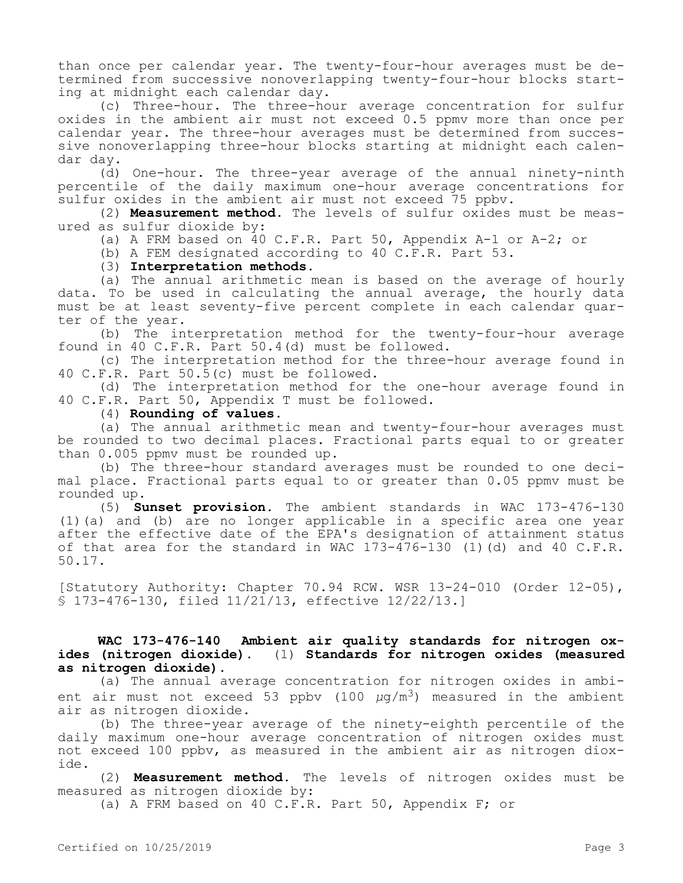than once per calendar year. The twenty-four-hour averages must be determined from successive nonoverlapping twenty-four-hour blocks starting at midnight each calendar day.

(c) Three-hour. The three-hour average concentration for sulfur oxides in the ambient air must not exceed 0.5 ppmv more than once per calendar year. The three-hour averages must be determined from successive nonoverlapping three-hour blocks starting at midnight each calendar day.

(d) One-hour. The three-year average of the annual ninety-ninth percentile of the daily maximum one-hour average concentrations for sulfur oxides in the ambient air must not exceed 75 ppbv.

(2) **Measurement method.** The levels of sulfur oxides must be measured as sulfur dioxide by:

(a) A FRM based on 40 C.F.R. Part 50, Appendix A-1 or A-2; or

(b) A FEM designated according to 40 C.F.R. Part 53.

(3) **Interpretation methods.**

(a) The annual arithmetic mean is based on the average of hourly data. To be used in calculating the annual average, the hourly data must be at least seventy-five percent complete in each calendar quarter of the year.

(b) The interpretation method for the twenty-four-hour average found in 40 C.F.R. Part 50.4(d) must be followed.

(c) The interpretation method for the three-hour average found in 40 C.F.R. Part 50.5(c) must be followed.

(d) The interpretation method for the one-hour average found in 40 C.F.R. Part 50, Appendix T must be followed.

(4) **Rounding of values.**

(a) The annual arithmetic mean and twenty-four-hour averages must be rounded to two decimal places. Fractional parts equal to or greater than 0.005 ppmv must be rounded up.

(b) The three-hour standard averages must be rounded to one decimal place. Fractional parts equal to or greater than 0.05 ppmv must be rounded up.

(5) **Sunset provision.** The ambient standards in WAC 173-476-130 (1)(a) and (b) are no longer applicable in a specific area one year after the effective date of the EPA's designation of attainment status of that area for the standard in WAC 173-476-130 (1)(d) and 40 C.F.R. 50.17.

[Statutory Authority: Chapter 70.94 RCW. WSR 13-24-010 (Order 12-05), § 173-476-130, filed 11/21/13, effective 12/22/13.]

**WAC 173-476-140 Ambient air quality standards for nitrogen oxides (nitrogen dioxide).** (1) **Standards for nitrogen oxides (measured as nitrogen dioxide).**

(a) The annual average concentration for nitrogen oxides in ambient air must not exceed 53 ppbv (100 $\mu g/m^3$) measured in the ambient air as nitrogen dioxide.

(b) The three-year average of the ninety-eighth percentile of the daily maximum one-hour average concentration of nitrogen oxides must not exceed 100 ppbv, as measured in the ambient air as nitrogen dioxide.

(2) **Measurement method.** The levels of nitrogen oxides must be measured as nitrogen dioxide by:

(a) A FRM based on 40 C.F.R. Part 50, Appendix F; or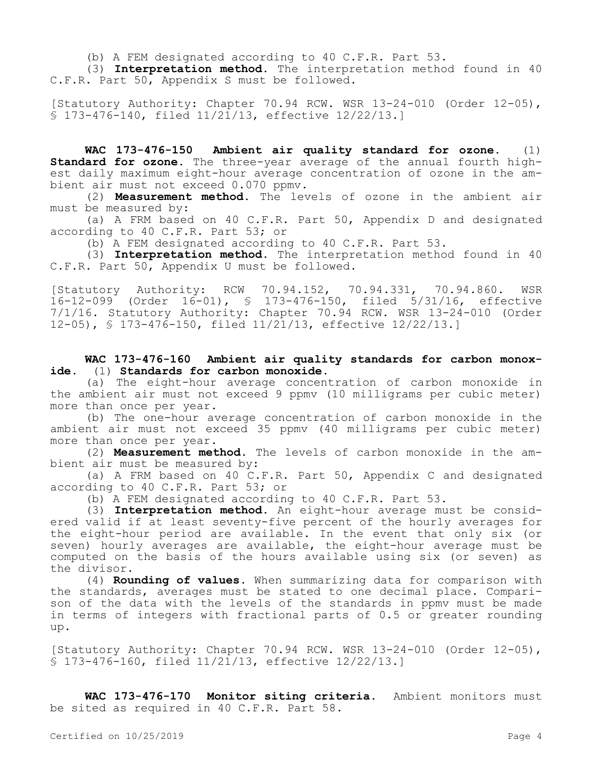(b) A FEM designated according to 40 C.F.R. Part 53.

(3) **Interpretation method.** The interpretation method found in 40 C.F.R. Part 50, Appendix S must be followed.

[Statutory Authority: Chapter 70.94 RCW. WSR 13-24-010 (Order 12-05), § 173-476-140, filed 11/21/13, effective 12/22/13.]

**WAC 173-476-150 Ambient air quality standard for ozone.** (1) **Standard for ozone.** The three-year average of the annual fourth highest daily maximum eight-hour average concentration of ozone in the ambient air must not exceed 0.070 ppmv.

(2) **Measurement method.** The levels of ozone in the ambient air must be measured by:

(a) A FRM based on 40 C.F.R. Part 50, Appendix D and designated according to 40 C.F.R. Part 53; or

(b) A FEM designated according to 40 C.F.R. Part 53.

(3) **Interpretation method.** The interpretation method found in 40 C.F.R. Part 50, Appendix U must be followed.

[Statutory Authority: RCW 70.94.152, 70.94.331, 70.94.860. WSR 16-12-099 (Order 16-01), § 173-476-150, filed 5/31/16, effective 7/1/16. Statutory Authority: Chapter 70.94 RCW. WSR 13-24-010 (Order 12-05), § 173-476-150, filed 11/21/13, effective 12/22/13.]

**WAC 173-476-160 Ambient air quality standards for carbon monoxide.** (1) **Standards for carbon monoxide.**

(a) The eight-hour average concentration of carbon monoxide in the ambient air must not exceed 9 ppmv (10 milligrams per cubic meter) more than once per year.

(b) The one-hour average concentration of carbon monoxide in the ambient air must not exceed 35 ppmv (40 milligrams per cubic meter) more than once per year.

(2) **Measurement method.** The levels of carbon monoxide in the ambient air must be measured by:

(a) A FRM based on 40 C.F.R. Part 50, Appendix C and designated according to 40 C.F.R. Part 53; or

(b) A FEM designated according to 40 C.F.R. Part 53.

(3) **Interpretation method.** An eight-hour average must be considered valid if at least seventy-five percent of the hourly averages for the eight-hour period are available. In the event that only six (or seven) hourly averages are available, the eight-hour average must be computed on the basis of the hours available using six (or seven) as the divisor.

(4) **Rounding of values.** When summarizing data for comparison with the standards, averages must be stated to one decimal place. Comparison of the data with the levels of the standards in ppmv must be made in terms of integers with fractional parts of 0.5 or greater rounding up.

[Statutory Authority: Chapter 70.94 RCW. WSR 13-24-010 (Order 12-05), § 173-476-160, filed 11/21/13, effective 12/22/13.]

**WAC 173-476-170 Monitor siting criteria.** Ambient monitors must be sited as required in 40 C.F.R. Part 58.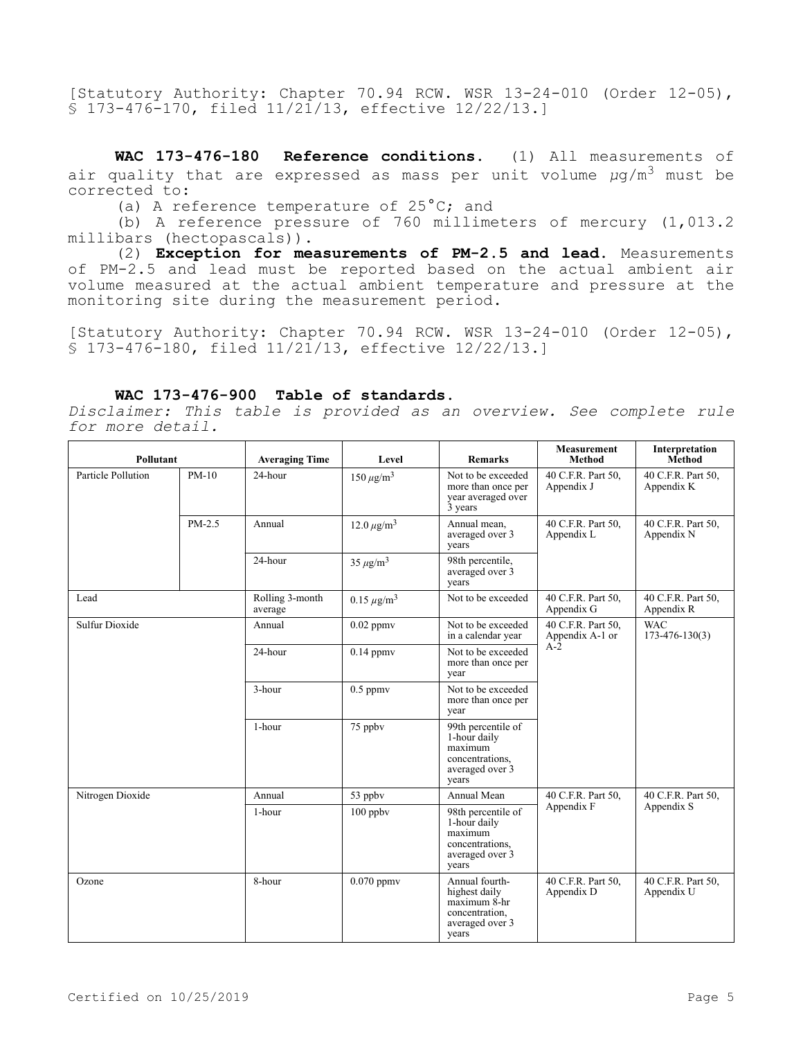[Statutory Authority: Chapter 70.94 RCW. WSR 13-24-010 (Order 12-05), § 173-476-170, filed 11/21/13, effective 12/22/13.]

**WAC 173-476-180 Reference conditions.** (1) All measurements of air quality that are expressed as mass per unit volume $\mu g/m^3$ must be corrected to:

(a) A reference temperature of 25°C; and

(b) A reference pressure of 760 millimeters of mercury (1,013.2 millibars (hectopascals)).

(2) **Exception for measurements of PM-2.5 and lead.** Measurements of PM-2.5 and lead must be reported based on the actual ambient air volume measured at the actual ambient temperature and pressure at the monitoring site during the measurement period.

[Statutory Authority: Chapter 70.94 RCW. WSR 13-24-010 (Order 12-05), § 173-476-180, filed 11/21/13, effective 12/22/13.]

**WAC 173-476-900 Table of standards.**

*Disclaimer: This table is provided as an overview. See complete rule for more detail.*

| Pollutant | | Averaging Time | Level | Remarks | Measurement Method | Interpretation Method |
|---|---|---|---|---|---|---|
| Particle Pollution | PM-10 | 24-hour | 150 $\mu g/m^3$ | Not to be exceeded more than once per year averaged over 3 years | 40 C.F.R. Part 50, Appendix J | 40 C.F.R. Part 50, Appendix K |
| | PM-2.5 | Annual | 12.0 $\mu g/m^3$ | Annual mean, averaged over 3 years | 40 C.F.R. Part 50, Appendix L | 40 C.F.R. Part 50, Appendix N |
| | | 24-hour | 35 $\mu g/m^3$ | 98th percentile, averaged over 3 years | | |
| Lead | | Rolling 3-month average | 0.15 $\mu g/m^3$ | Not to be exceeded | 40 C.F.R. Part 50, Appendix G | 40 C.F.R. Part 50, Appendix R |
| Sulfur Dioxide | | Annual | 0.02 ppmv | Not to be exceeded in a calendar year | 40 C.F.R. Part 50, Appendix A-1 or A-2 | WAC 173-476-130(3) |
| | | 24-hour | 0.14 ppmv | Not to be exceeded more than once per year | | |
| | | 3-hour | 0.5 ppmv | Not to be exceeded more than once per year | | |
| | | 1-hour | 75 ppbv | 99th percentile of 1-hour daily maximum concentrations, averaged over 3 years | | |
| Nitrogen Dioxide | | Annual | 53 ppbv | Annual Mean | 40 C.F.R. Part 50, Appendix F | 40 C.F.R. Part 50, Appendix S |
| | | 1-hour | 100 ppbv | 98th percentile of 1-hour daily maximum concentrations, averaged over 3 years | | |
| Ozone | | 8-hour | 0.070 ppmv | Annual fourth-highest daily maximum 8-hr concentration, averaged over 3 years | 40 C.F.R. Part 50, Appendix D | 40 C.F.R. Part 50, Appendix U |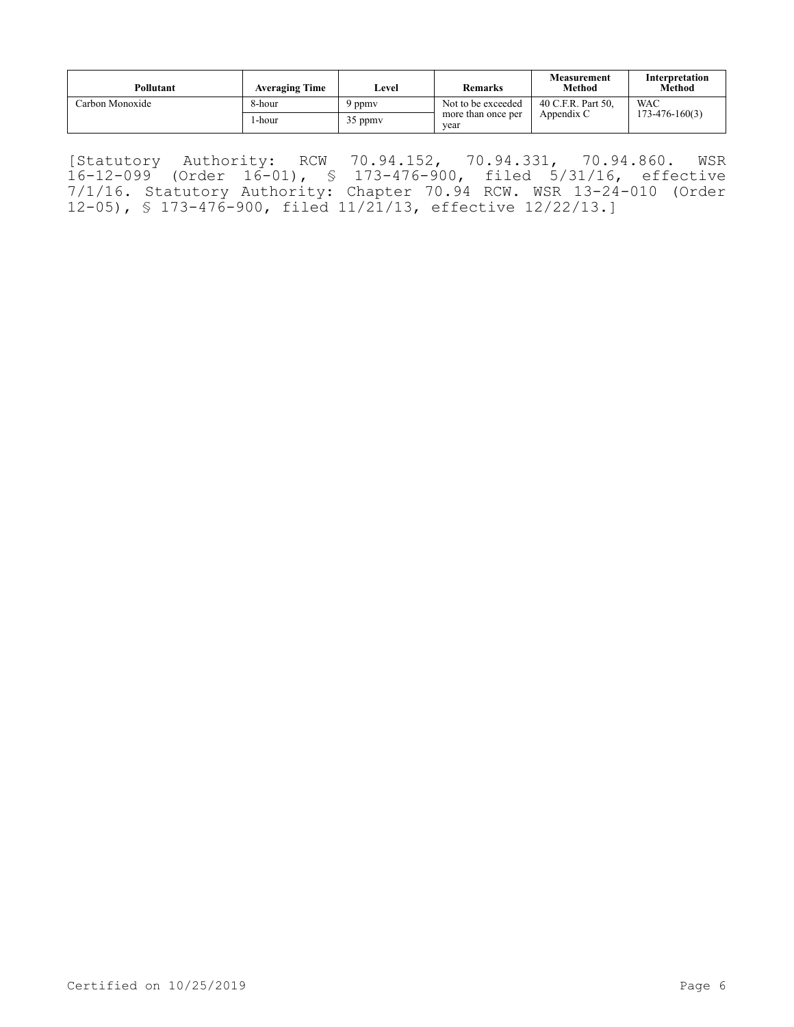| Pollutant | Averaging Time | Level | Remarks | Measurement Method | Interpretation Method |
|---|---|---|---|---|---|
| Carbon Monoxide | 8-hour | 9 ppmv | Not to be exceeded more than once per year | 40 C.F.R. Part 50, Appendix C | WAC 173-476-160(3) |
| | 1-hour | 35 ppmv | | | |

[Statutory Authority: RCW 70.94.152, 70.94.331, 70.94.860. WSR 16-12-099 (Order 16-01), § 173-476-900, filed 5/31/16, effective 7/1/16. Statutory Authority: Chapter 70.94 RCW. WSR 13-24-010 (Order 12-05), § 173-476-900, filed 11/21/13, effective 12/22/13.]

Certified on 10/25/2019